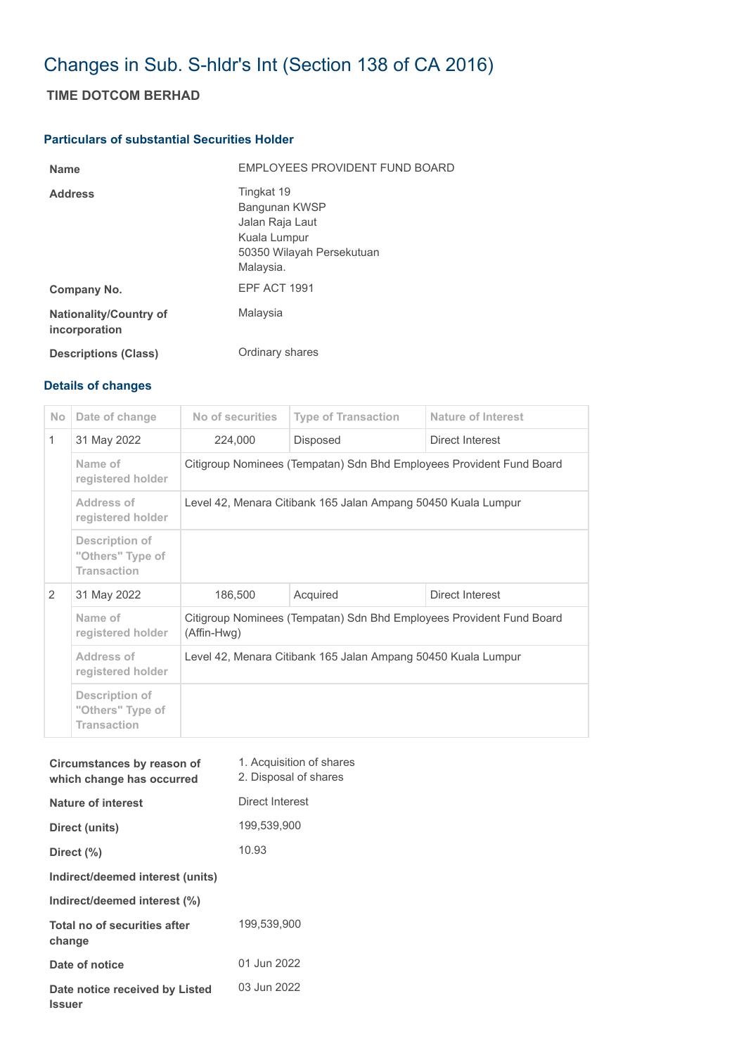# Changes in Sub. S-hldr's Int (Section 138 of CA 2016)

## TIME DOTCOM BERHAD

### Particulars of substantial Securities Holder

| | |
|---|---|
| **Name** | EMPLOYEES PROVIDENT FUND BOARD |
| **Address** | Tingkat 19<br>Bangunan KWSP<br>Jalan Raja Laut<br>Kuala Lumpur<br>50350 Wilayah Persekutuan<br>Malaysia. |
| **Company No.** | EPF ACT 1991 |
| **Nationality/Country of incorporation** | Malaysia |
| **Descriptions (Class)** | Ordinary shares |

### Details of changes

| No | Date of change | No of securities | Type of Transaction | Nature of Interest |
|---|---|---|---|---|
| 1 | 31 May 2022 | 224,000 | Disposed | Direct Interest |
| | Name of registered holder | Citigroup Nominees (Tempatan) Sdn Bhd Employees Provident Fund Board | | |
| | Address of registered holder | Level 42, Menara Citibank 165 Jalan Ampang 50450 Kuala Lumpur | | |
| | Description of "Others" Type of Transaction | | | |
| 2 | 31 May 2022 | 186,500 | Acquired | Direct Interest |
| | Name of registered holder | Citigroup Nominees (Tempatan) Sdn Bhd Employees Provident Fund Board (Affin-Hwg) | | |
| | Address of registered holder | Level 42, Menara Citibank 165 Jalan Ampang 50450 Kuala Lumpur | | |
| | Description of "Others" Type of Transaction | | | |

| | |
|---|---|
| **Circumstances by reason of which change has occurred** | 1. Acquisition of shares<br>2. Disposal of shares |
| **Nature of interest** | Direct Interest |
| **Direct (units)** | 199,539,900 |
| **Direct (%)** | 10.93 |
| **Indirect/deemed interest (units)** | |
| **Indirect/deemed interest (%)** | |
| **Total no of securities after change** | 199,539,900 |
| **Date of notice** | 01 Jun 2022 |
| **Date notice received by Listed Issuer** | 03 Jun 2022 |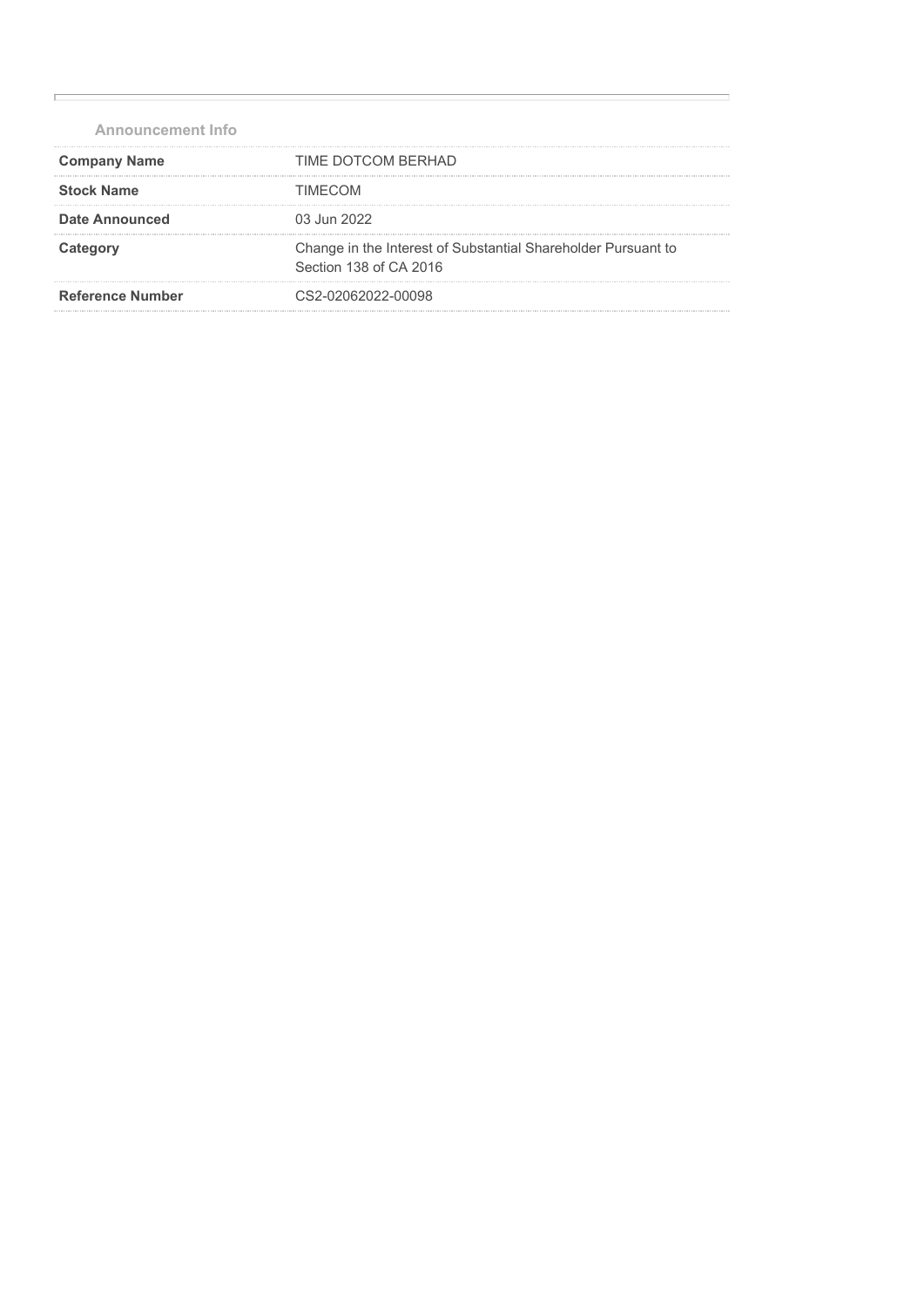### Announcement Info

| | |
|---|---|
| **Company Name** | TIME DOTCOM BERHAD |
| **Stock Name** | TIMECOM |
| **Date Announced** | 03 Jun 2022 |
| **Category** | Change in the Interest of Substantial Shareholder Pursuant to Section 138 of CA 2016 |
| **Reference Number** | CS2-02062022-00098 |